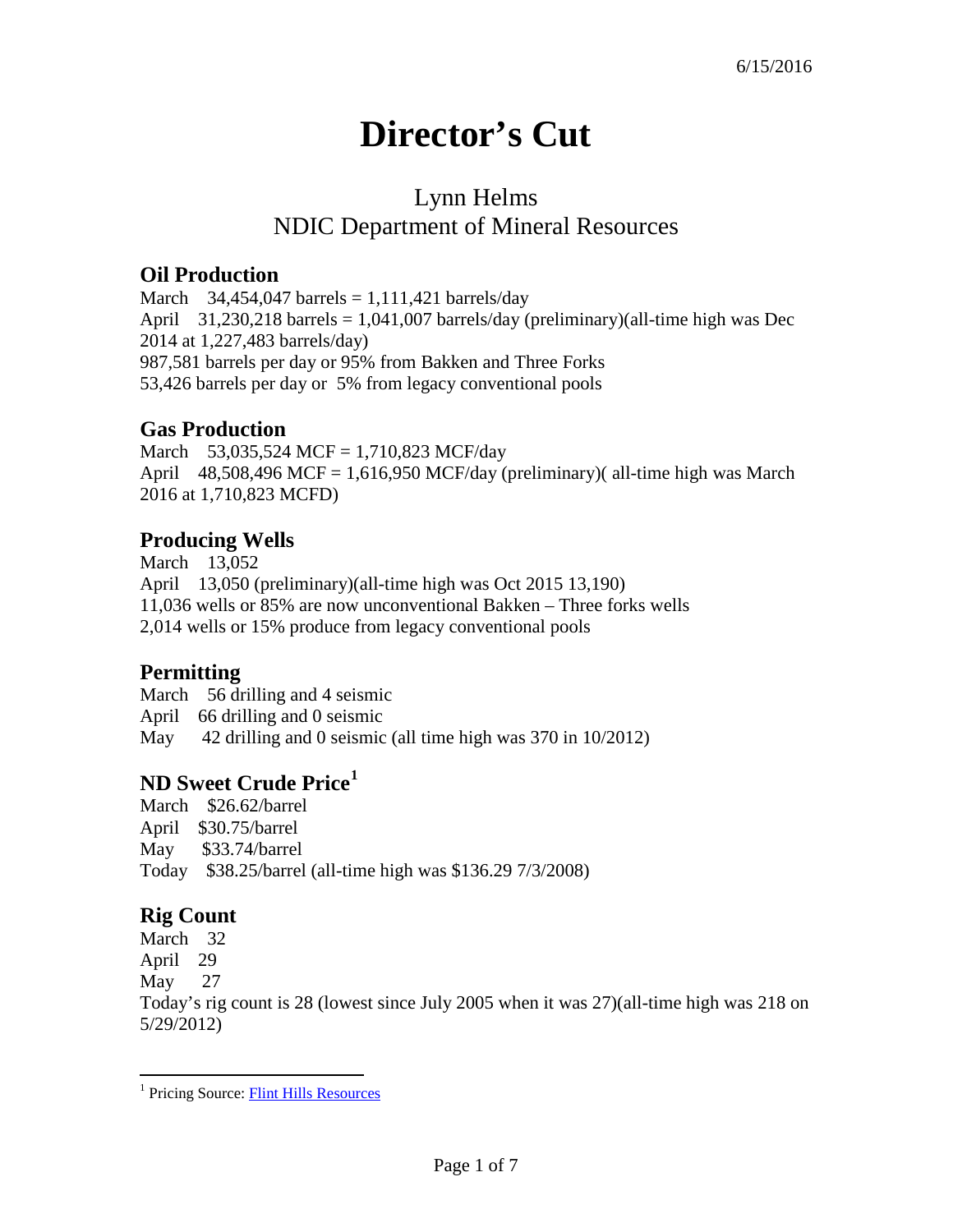6/15/2016

# Director's Cut

## Lynn Helms
## NDIC Department of Mineral Resources

### Oil Production

March 34,454,047 barrels = 1,111,421 barrels/day
April 31,230,218 barrels = 1,041,007 barrels/day (preliminary)(all-time high was Dec 2014 at 1,227,483 barrels/day)
987,581 barrels per day or 95% from Bakken and Three Forks
53,426 barrels per day or 5% from legacy conventional pools

### Gas Production

March 53,035,524 MCF = 1,710,823 MCF/day
April 48,508,496 MCF = 1,616,950 MCF/day (preliminary)( all-time high was March 2016 at 1,710,823 MCFD)

### Producing Wells

March 13,052
April 13,050 (preliminary)(all-time high was Oct 2015 13,190)
11,036 wells or 85% are now unconventional Bakken – Three forks wells
2,014 wells or 15% produce from legacy conventional pools

### Permitting

March 56 drilling and 4 seismic
April 66 drilling and 0 seismic
May 42 drilling and 0 seismic (all time high was 370 in 10/2012)

### ND Sweet Crude Price[1]

March $26.62/barrel
April $30.75/barrel
May $33.74/barrel
Today $38.25/barrel (all-time high was $136.29 7/3/2008)

### Rig Count

March 32
April 29
May 27
Today's rig count is 28 (lowest since July 2005 when it was 27)(all-time high was 218 on 5/29/2012)

[1] Pricing Source: Flint Hills Resources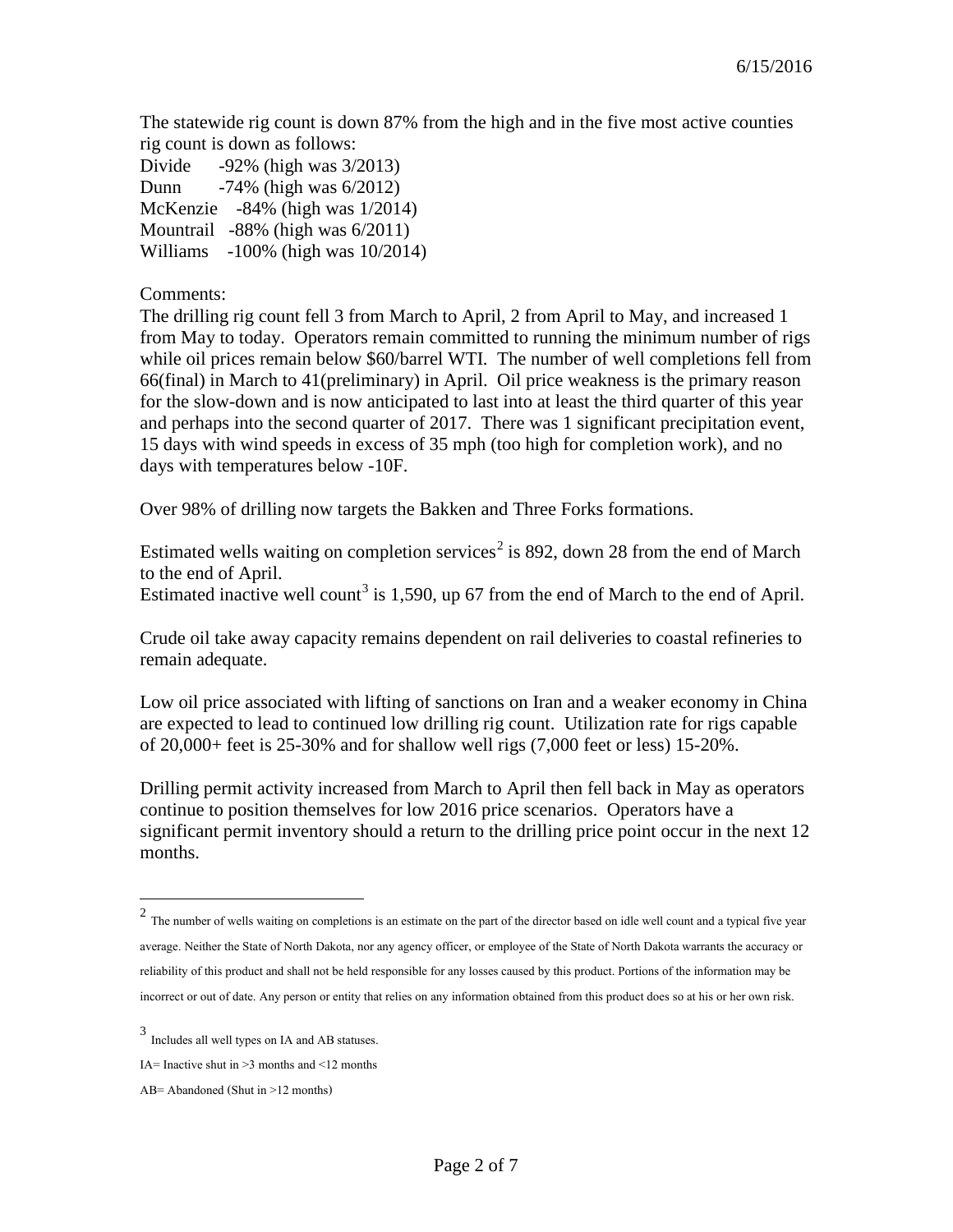6/15/2016

The statewide rig count is down 87% from the high and in the five most active counties rig count is down as follows:

Divide -92% (high was 3/2013)
Dunn -74% (high was 6/2012)
McKenzie -84% (high was 1/2014)
Mountrail -88% (high was 6/2011)
Williams -100% (high was 10/2014)

Comments:
The drilling rig count fell 3 from March to April, 2 from April to May, and increased 1 from May to today. Operators remain committed to running the minimum number of rigs while oil prices remain below $60/barrel WTI. The number of well completions fell from 66(final) in March to 41(preliminary) in April. Oil price weakness is the primary reason for the slow-down and is now anticipated to last into at least the third quarter of this year and perhaps into the second quarter of 2017. There was 1 significant precipitation event, 15 days with wind speeds in excess of 35 mph (too high for completion work), and no days with temperatures below -10F.

Over 98% of drilling now targets the Bakken and Three Forks formations.

Estimated wells waiting on completion services[2] is 892, down 28 from the end of March to the end of April.
Estimated inactive well count[3] is 1,590, up 67 from the end of March to the end of April.

Crude oil take away capacity remains dependent on rail deliveries to coastal refineries to remain adequate.

Low oil price associated with lifting of sanctions on Iran and a weaker economy in China are expected to lead to continued low drilling rig count. Utilization rate for rigs capable of 20,000+ feet is 25-30% and for shallow well rigs (7,000 feet or less) 15-20%.

Drilling permit activity increased from March to April then fell back in May as operators continue to position themselves for low 2016 price scenarios. Operators have a significant permit inventory should a return to the drilling price point occur in the next 12 months.

---

[2] The number of wells waiting on completions is an estimate on the part of the director based on idle well count and a typical five year average. Neither the State of North Dakota, nor any agency officer, or employee of the State of North Dakota warrants the accuracy or reliability of this product and shall not be held responsible for any losses caused by this product. Portions of the information may be incorrect or out of date. Any person or entity that relies on any information obtained from this product does so at his or her own risk.

[3] Includes all well types on IA and AB statuses.

IA= Inactive shut in >3 months and <12 months

AB= Abandoned (Shut in >12 months)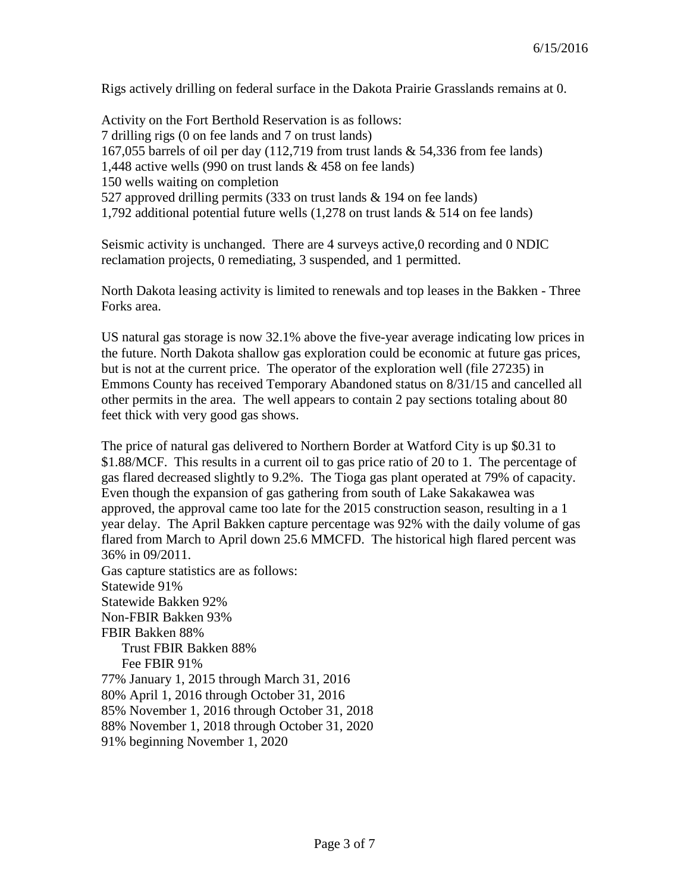6/15/2016

Rigs actively drilling on federal surface in the Dakota Prairie Grasslands remains at 0.

Activity on the Fort Berthold Reservation is as follows:
7 drilling rigs (0 on fee lands and 7 on trust lands)
167,055 barrels of oil per day (112,719 from trust lands & 54,336 from fee lands)
1,448 active wells (990 on trust lands & 458 on fee lands)
150 wells waiting on completion
527 approved drilling permits (333 on trust lands & 194 on fee lands)
1,792 additional potential future wells (1,278 on trust lands & 514 on fee lands)

Seismic activity is unchanged. There are 4 surveys active,0 recording and 0 NDIC reclamation projects, 0 remediating, 3 suspended, and 1 permitted.

North Dakota leasing activity is limited to renewals and top leases in the Bakken - Three Forks area.

US natural gas storage is now 32.1% above the five-year average indicating low prices in the future. North Dakota shallow gas exploration could be economic at future gas prices, but is not at the current price. The operator of the exploration well (file 27235) in Emmons County has received Temporary Abandoned status on 8/31/15 and cancelled all other permits in the area. The well appears to contain 2 pay sections totaling about 80 feet thick with very good gas shows.

The price of natural gas delivered to Northern Border at Watford City is up $0.31 to $1.88/MCF. This results in a current oil to gas price ratio of 20 to 1. The percentage of gas flared decreased slightly to 9.2%. The Tioga gas plant operated at 79% of capacity. Even though the expansion of gas gathering from south of Lake Sakakawea was approved, the approval came too late for the 2015 construction season, resulting in a 1 year delay. The April Bakken capture percentage was 92% with the daily volume of gas flared from March to April down 25.6 MMCFD. The historical high flared percent was 36% in 09/2011.

Gas capture statistics are as follows:
Statewide 91%
Statewide Bakken 92%
Non-FBIR Bakken 93%
FBIR Bakken 88%
    Trust FBIR Bakken 88%
    Fee FBIR 91%
77% January 1, 2015 through March 31, 2016
80% April 1, 2016 through October 31, 2016
85% November 1, 2016 through October 31, 2018
88% November 1, 2018 through October 31, 2020
91% beginning November 1, 2020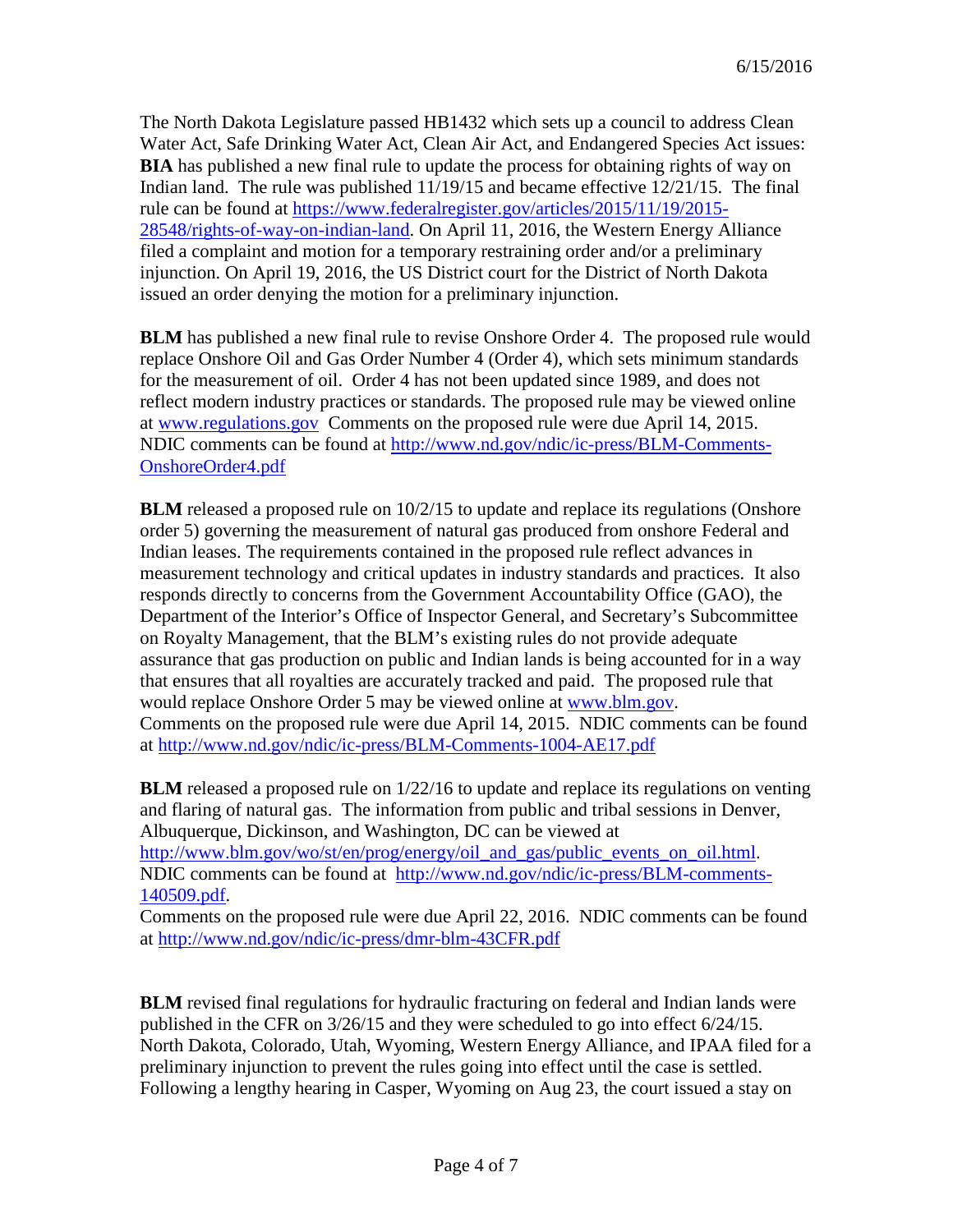The North Dakota Legislature passed HB1432 which sets up a council to address Clean Water Act, Safe Drinking Water Act, Clean Air Act, and Endangered Species Act issues: **BIA** has published a new final rule to update the process for obtaining rights of way on Indian land. The rule was published 11/19/15 and became effective 12/21/15. The final rule can be found at https://www.federalregister.gov/articles/2015/11/19/2015-28548/rights-of-way-on-indian-land. On April 11, 2016, the Western Energy Alliance filed a complaint and motion for a temporary restraining order and/or a preliminary injunction. On April 19, 2016, the US District court for the District of North Dakota issued an order denying the motion for a preliminary injunction.

**BLM** has published a new final rule to revise Onshore Order 4. The proposed rule would replace Onshore Oil and Gas Order Number 4 (Order 4), which sets minimum standards for the measurement of oil. Order 4 has not been updated since 1989, and does not reflect modern industry practices or standards. The proposed rule may be viewed online at www.regulations.gov Comments on the proposed rule were due April 14, 2015. NDIC comments can be found at http://www.nd.gov/ndic/ic-press/BLM-Comments-OnshoreOrder4.pdf

**BLM** released a proposed rule on 10/2/15 to update and replace its regulations (Onshore order 5) governing the measurement of natural gas produced from onshore Federal and Indian leases. The requirements contained in the proposed rule reflect advances in measurement technology and critical updates in industry standards and practices. It also responds directly to concerns from the Government Accountability Office (GAO), the Department of the Interior's Office of Inspector General, and Secretary's Subcommittee on Royalty Management, that the BLM's existing rules do not provide adequate assurance that gas production on public and Indian lands is being accounted for in a way that ensures that all royalties are accurately tracked and paid. The proposed rule that would replace Onshore Order 5 may be viewed online at www.blm.gov.
Comments on the proposed rule were due April 14, 2015. NDIC comments can be found at http://www.nd.gov/ndic/ic-press/BLM-Comments-1004-AE17.pdf

**BLM** released a proposed rule on 1/22/16 to update and replace its regulations on venting and flaring of natural gas. The information from public and tribal sessions in Denver, Albuquerque, Dickinson, and Washington, DC can be viewed at http://www.blm.gov/wo/st/en/prog/energy/oil_and_gas/public_events_on_oil.html.
NDIC comments can be found at http://www.nd.gov/ndic/ic-press/BLM-comments-140509.pdf.
Comments on the proposed rule were due April 22, 2016. NDIC comments can be found at http://www.nd.gov/ndic/ic-press/dmr-blm-43CFR.pdf

**BLM** revised final regulations for hydraulic fracturing on federal and Indian lands were published in the CFR on 3/26/15 and they were scheduled to go into effect 6/24/15. North Dakota, Colorado, Utah, Wyoming, Western Energy Alliance, and IPAA filed for a preliminary injunction to prevent the rules going into effect until the case is settled. Following a lengthy hearing in Casper, Wyoming on Aug 23, the court issued a stay on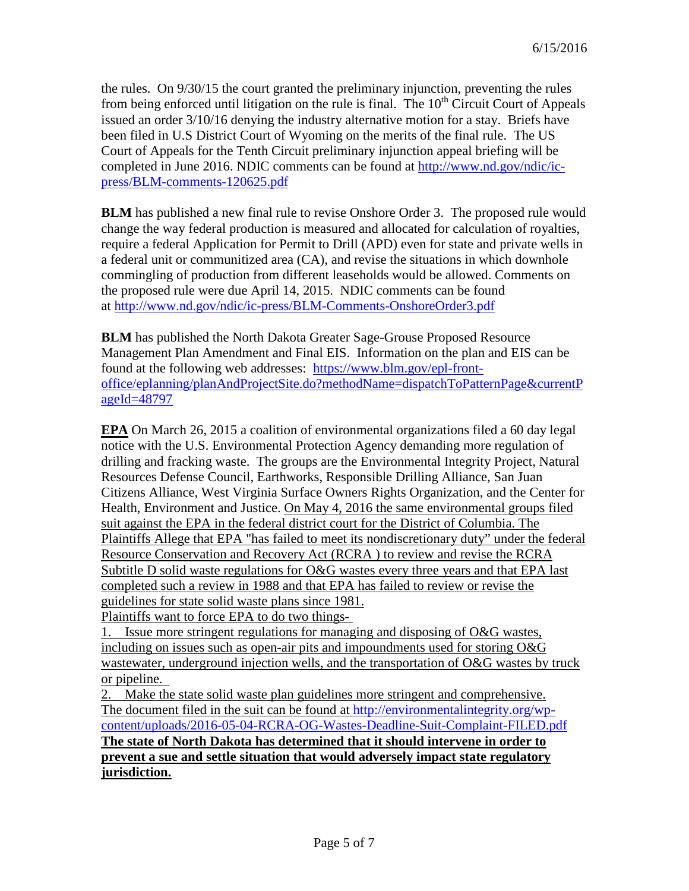the rules. On 9/30/15 the court granted the preliminary injunction, preventing the rules from being enforced until litigation on the rule is final. The 10th Circuit Court of Appeals issued an order 3/10/16 denying the industry alternative motion for a stay. Briefs have been filed in U.S District Court of Wyoming on the merits of the final rule. The US Court of Appeals for the Tenth Circuit preliminary injunction appeal briefing will be completed in June 2016. NDIC comments can be found at [http://www.nd.gov/ndic/ic-press/BLM-comments-120625.pdf](http://www.nd.gov/ndic/ic-press/BLM-comments-120625.pdf)

**BLM** has published a new final rule to revise Onshore Order 3. The proposed rule would change the way federal production is measured and allocated for calculation of royalties, require a federal Application for Permit to Drill (APD) even for state and private wells in a federal unit or communitized area (CA), and revise the situations in which downhole commingling of production from different leaseholds would be allowed. Comments on the proposed rule were due April 14, 2015. NDIC comments can be found at [http://www.nd.gov/ndic/ic-press/BLM-Comments-OnshoreOrder3.pdf](http://www.nd.gov/ndic/ic-press/BLM-Comments-OnshoreOrder3.pdf)

**BLM** has published the North Dakota Greater Sage-Grouse Proposed Resource Management Plan Amendment and Final EIS. Information on the plan and EIS can be found at the following web addresses: [https://www.blm.gov/epl-front-office/eplanning/planAndProjectSite.do?methodName=dispatchToPatternPage&currentPageId=48797](https://www.blm.gov/epl-front-office/eplanning/planAndProjectSite.do?methodName=dispatchToPatternPage&currentPageId=48797)

**EPA** On March 26, 2015 a coalition of environmental organizations filed a 60 day legal notice with the U.S. Environmental Protection Agency demanding more regulation of drilling and fracking waste. The groups are the Environmental Integrity Project, Natural Resources Defense Council, Earthworks, Responsible Drilling Alliance, San Juan Citizens Alliance, West Virginia Surface Owners Rights Organization, and the Center for Health, Environment and Justice. On May 4, 2016 the same environmental groups filed suit against the EPA in the federal district court for the District of Columbia. The Plaintiffs Allege that EPA "has failed to meet its nondiscretionary duty" under the federal Resource Conservation and Recovery Act (RCRA ) to review and revise the RCRA Subtitle D solid waste regulations for O&G wastes every three years and that EPA last completed such a review in 1988 and that EPA has failed to review or revise the guidelines for state solid waste plans since 1981.

Plaintiffs want to force EPA to do two things-

1. Issue more stringent regulations for managing and disposing of O&G wastes, including on issues such as open-air pits and impoundments used for storing O&G wastewater, underground injection wells, and the transportation of O&G wastes by truck or pipeline.
2. Make the state solid waste plan guidelines more stringent and comprehensive.

The document filed in the suit can be found at [http://environmentalintegrity.org/wp-content/uploads/2016-05-04-RCRA-OG-Wastes-Deadline-Suit-Complaint-FILED.pdf](http://environmentalintegrity.org/wp-content/uploads/2016-05-04-RCRA-OG-Wastes-Deadline-Suit-Complaint-FILED.pdf)

**The state of North Dakota has determined that it should intervene in order to prevent a sue and settle situation that would adversely impact state regulatory jurisdiction.**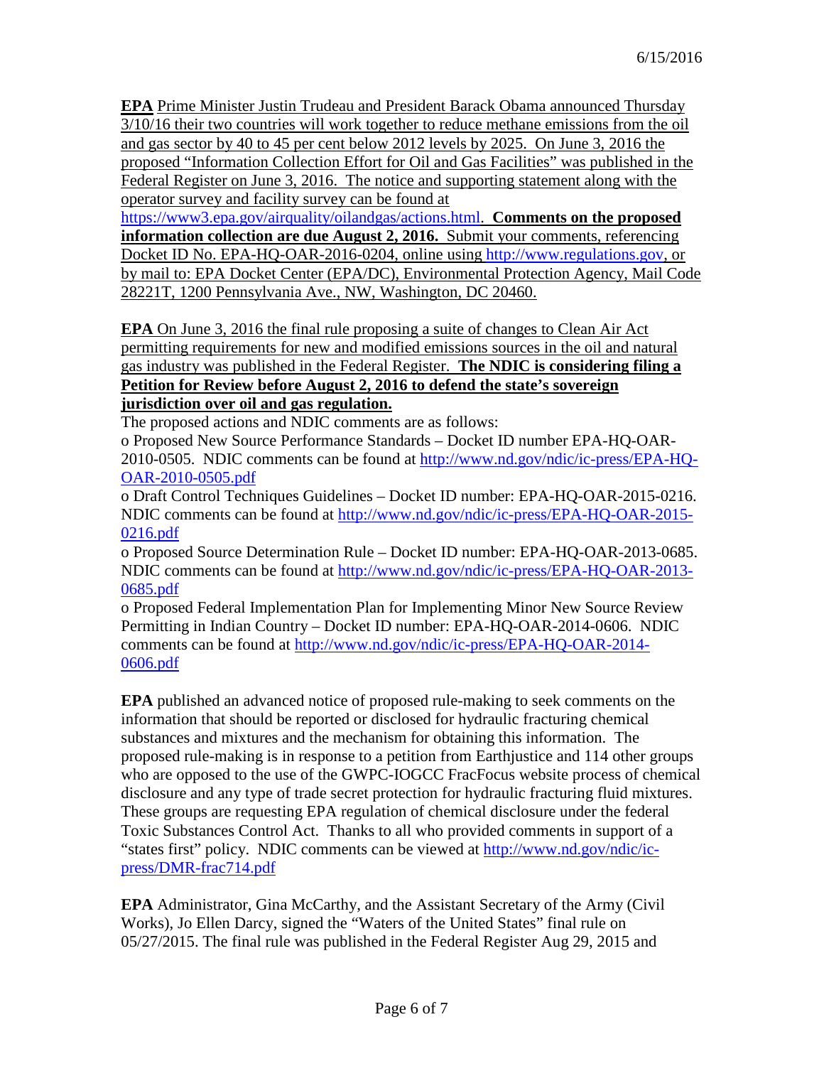6/15/2016

**EPA** Prime Minister Justin Trudeau and President Barack Obama announced Thursday 3/10/16 their two countries will work together to reduce methane emissions from the oil and gas sector by 40 to 45 per cent below 2012 levels by 2025. On June 3, 2016 the proposed "Information Collection Effort for Oil and Gas Facilities" was published in the Federal Register on June 3, 2016. The notice and supporting statement along with the operator survey and facility survey can be found at https://www3.epa.gov/airquality/oilandgas/actions.html. **Comments on the proposed information collection are due August 2, 2016.** Submit your comments, referencing Docket ID No. EPA-HQ-OAR-2016-0204, online using http://www.regulations.gov, or by mail to: EPA Docket Center (EPA/DC), Environmental Protection Agency, Mail Code 28221T, 1200 Pennsylvania Ave., NW, Washington, DC 20460.

**EPA** On June 3, 2016 the final rule proposing a suite of changes to Clean Air Act permitting requirements for new and modified emissions sources in the oil and natural gas industry was published in the Federal Register. **The NDIC is considering filing a Petition for Review before August 2, 2016 to defend the state's sovereign jurisdiction over oil and gas regulation.**
The proposed actions and NDIC comments are as follows:
o Proposed New Source Performance Standards – Docket ID number EPA-HQ-OAR-2010-0505. NDIC comments can be found at http://www.nd.gov/ndic/ic-press/EPA-HQ-OAR-2010-0505.pdf
o Draft Control Techniques Guidelines – Docket ID number: EPA-HQ-OAR-2015-0216. NDIC comments can be found at http://www.nd.gov/ndic/ic-press/EPA-HQ-OAR-2015-0216.pdf
o Proposed Source Determination Rule – Docket ID number: EPA-HQ-OAR-2013-0685. NDIC comments can be found at http://www.nd.gov/ndic/ic-press/EPA-HQ-OAR-2013-0685.pdf
o Proposed Federal Implementation Plan for Implementing Minor New Source Review Permitting in Indian Country – Docket ID number: EPA-HQ-OAR-2014-0606. NDIC comments can be found at http://www.nd.gov/ndic/ic-press/EPA-HQ-OAR-2014-0606.pdf

**EPA** published an advanced notice of proposed rule-making to seek comments on the information that should be reported or disclosed for hydraulic fracturing chemical substances and mixtures and the mechanism for obtaining this information. The proposed rule-making is in response to a petition from Earthjustice and 114 other groups who are opposed to the use of the GWPC-IOGCC FracFocus website process of chemical disclosure and any type of trade secret protection for hydraulic fracturing fluid mixtures. These groups are requesting EPA regulation of chemical disclosure under the federal Toxic Substances Control Act. Thanks to all who provided comments in support of a "states first" policy. NDIC comments can be viewed at http://www.nd.gov/ndic/ic-press/DMR-frac714.pdf

**EPA** Administrator, Gina McCarthy, and the Assistant Secretary of the Army (Civil Works), Jo Ellen Darcy, signed the "Waters of the United States" final rule on 05/27/2015. The final rule was published in the Federal Register Aug 29, 2015 and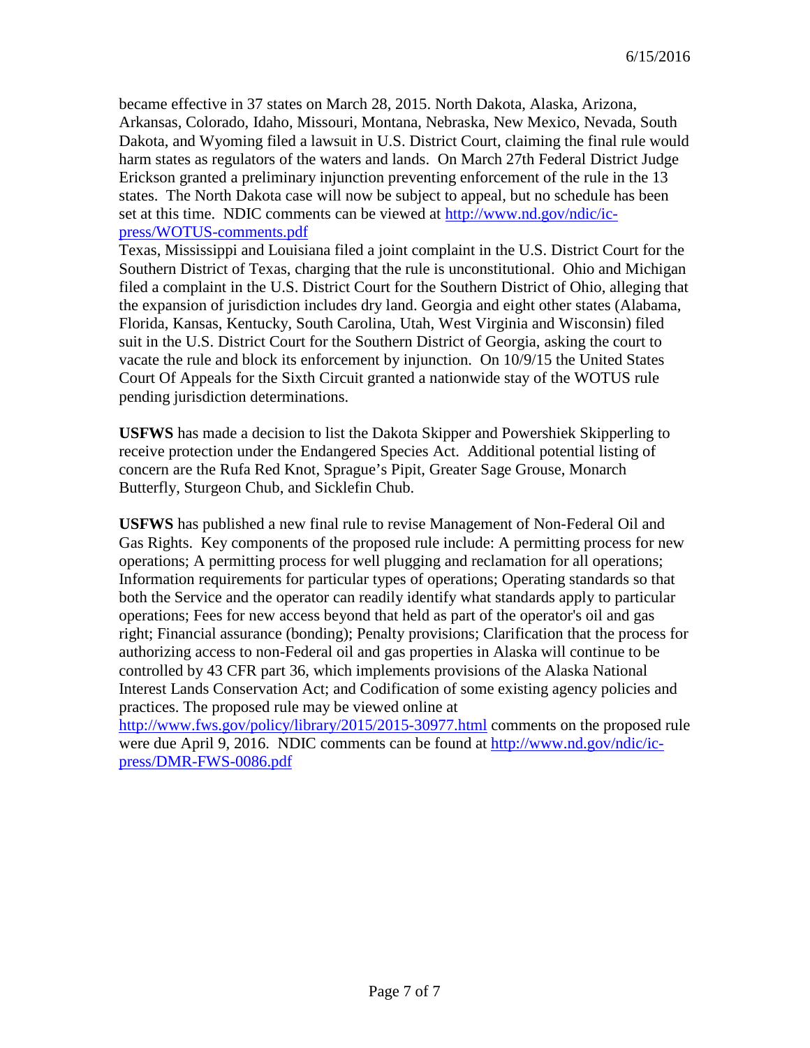became effective in 37 states on March 28, 2015. North Dakota, Alaska, Arizona, Arkansas, Colorado, Idaho, Missouri, Montana, Nebraska, New Mexico, Nevada, South Dakota, and Wyoming filed a lawsuit in U.S. District Court, claiming the final rule would harm states as regulators of the waters and lands. On March 27th Federal District Judge Erickson granted a preliminary injunction preventing enforcement of the rule in the 13 states. The North Dakota case will now be subject to appeal, but no schedule has been set at this time. NDIC comments can be viewed at [http://www.nd.gov/ndic/ic-press/WOTUS-comments.pdf](http://www.nd.gov/ndic/ic-press/WOTUS-comments.pdf)
Texas, Mississippi and Louisiana filed a joint complaint in the U.S. District Court for the Southern District of Texas, charging that the rule is unconstitutional. Ohio and Michigan filed a complaint in the U.S. District Court for the Southern District of Ohio, alleging that the expansion of jurisdiction includes dry land. Georgia and eight other states (Alabama, Florida, Kansas, Kentucky, South Carolina, Utah, West Virginia and Wisconsin) filed suit in the U.S. District Court for the Southern District of Georgia, asking the court to vacate the rule and block its enforcement by injunction. On 10/9/15 the United States Court Of Appeals for the Sixth Circuit granted a nationwide stay of the WOTUS rule pending jurisdiction determinations.

**USFWS** has made a decision to list the Dakota Skipper and Powershiek Skipperling to receive protection under the Endangered Species Act. Additional potential listing of concern are the Rufa Red Knot, Sprague's Pipit, Greater Sage Grouse, Monarch Butterfly, Sturgeon Chub, and Sicklefin Chub.

**USFWS** has published a new final rule to revise Management of Non-Federal Oil and Gas Rights. Key components of the proposed rule include: A permitting process for new operations; A permitting process for well plugging and reclamation for all operations; Information requirements for particular types of operations; Operating standards so that both the Service and the operator can readily identify what standards apply to particular operations; Fees for new access beyond that held as part of the operator's oil and gas right; Financial assurance (bonding); Penalty provisions; Clarification that the process for authorizing access to non-Federal oil and gas properties in Alaska will continue to be controlled by 43 CFR part 36, which implements provisions of the Alaska National Interest Lands Conservation Act; and Codification of some existing agency policies and practices. The proposed rule may be viewed online at [http://www.fws.gov/policy/library/2015/2015-30977.html](http://www.fws.gov/policy/library/2015/2015-30977.html) comments on the proposed rule were due April 9, 2016. NDIC comments can be found at [http://www.nd.gov/ndic/ic-press/DMR-FWS-0086.pdf](http://www.nd.gov/ndic/ic-press/DMR-FWS-0086.pdf)